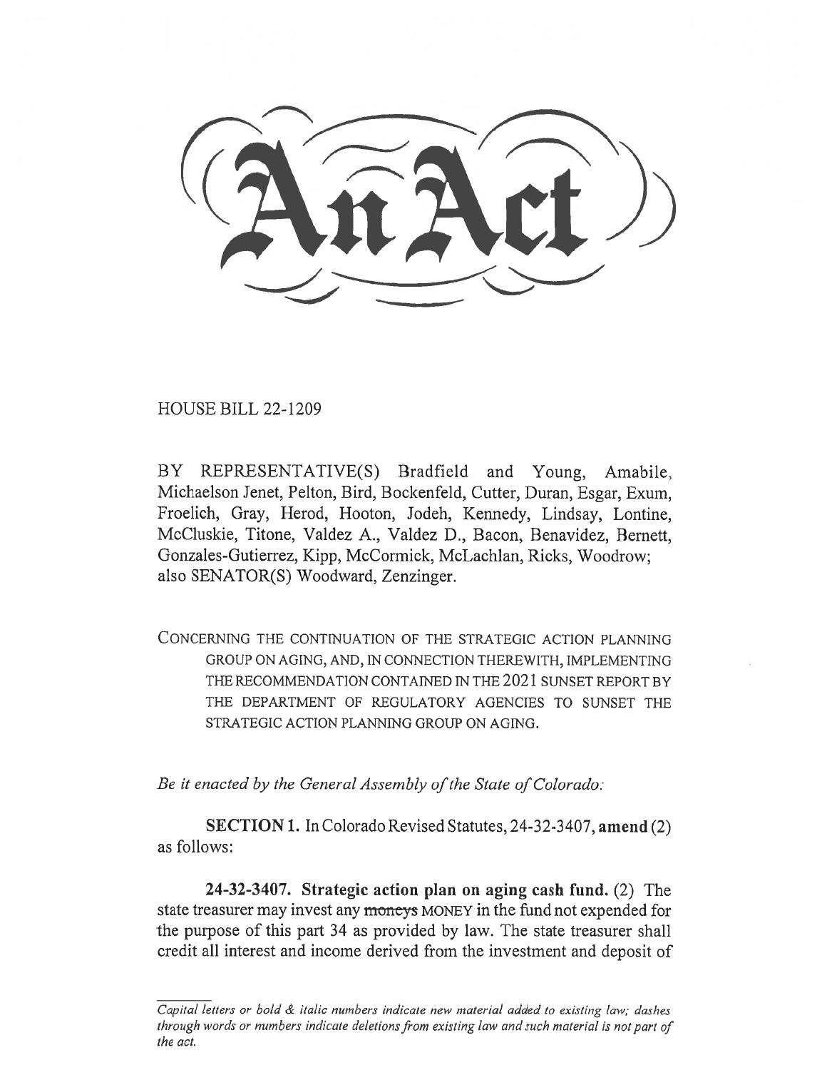# An Act

HOUSE BILL 22-1209

BY REPRESENTATIVE(S) Bradfield and Young, Amabile, Michaelson Jenet, Pelton, Bird, Bockenfeld, Cutter, Duran, Esgar, Exum, Froelich, Gray, Herod, Hooton, Jodeh, Kennedy, Lindsay, Lontine, McCluskie, Titone, Valdez A., Valdez D., Bacon, Benavidez, Bernett, Gonzales-Gutierrez, Kipp, McCormick, McLachlan, Ricks, Woodrow; also SENATOR(S) Woodward, Zenzinger.

CONCERNING THE CONTINUATION OF THE STRATEGIC ACTION PLANNING GROUP ON AGING, AND, IN CONNECTION THEREWITH, IMPLEMENTING THE RECOMMENDATION CONTAINED IN THE 2021 SUNSET REPORT BY THE DEPARTMENT OF REGULATORY AGENCIES TO SUNSET THE STRATEGIC ACTION PLANNING GROUP ON AGING.

*Be it enacted by the General Assembly of the State of Colorado:*

**SECTION 1.** In Colorado Revised Statutes, 24-32-3407, **amend** (2) as follows:

**24-32-3407. Strategic action plan on aging cash fund.** (2) The state treasurer may invest any ~~moneys~~ MONEY in the fund not expended for the purpose of this part 34 as provided by law. The state treasurer shall credit all interest and income derived from the investment and deposit of

*Capital letters or bold & italic numbers indicate new material added to existing law; dashes through words or numbers indicate deletions from existing law and such material is not part of the act.*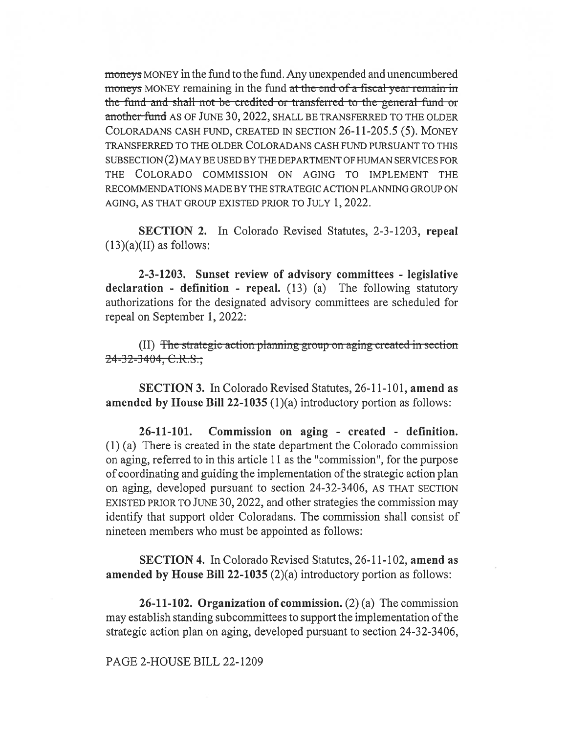~~moneys~~ MONEY in the fund to the fund. Any unexpended and unencumbered ~~moneys~~ MONEY remaining in the fund ~~at the end of a fiscal year remain in the fund and shall not be credited or transferred to the general fund or another fund~~ AS OF JUNE 30, 2022, SHALL BE TRANSFERRED TO THE OLDER COLORADANS CASH FUND, CREATED IN SECTION 26-11-205.5 (5). MONEY TRANSFERRED TO THE OLDER COLORADANS CASH FUND PURSUANT TO THIS SUBSECTION (2) MAY BE USED BY THE DEPARTMENT OF HUMAN SERVICES FOR THE COLORADO COMMISSION ON AGING TO IMPLEMENT THE RECOMMENDATIONS MADE BY THE STRATEGIC ACTION PLANNING GROUP ON AGING, AS THAT GROUP EXISTED PRIOR TO JULY 1, 2022.

**SECTION 2.** In Colorado Revised Statutes, 2-3-1203, **repeal** (13)(a)(II) as follows:

**2-3-1203. Sunset review of advisory committees - legislative declaration - definition - repeal.** (13) (a) The following statutory authorizations for the designated advisory committees are scheduled for repeal on September 1, 2022:

(II) ~~The strategic action planning group on aging created in section 24-32-3404, C.R.S.;~~

**SECTION 3.** In Colorado Revised Statutes, 26-11-101, **amend as amended by House Bill 22-1035** (1)(a) introductory portion as follows:

**26-11-101. Commission on aging - created - definition.** (1) (a) There is created in the state department the Colorado commission on aging, referred to in this article 11 as the "commission", for the purpose of coordinating and guiding the implementation of the strategic action plan on aging, developed pursuant to section 24-32-3406, AS THAT SECTION EXISTED PRIOR TO JUNE 30, 2022, and other strategies the commission may identify that support older Coloradans. The commission shall consist of nineteen members who must be appointed as follows:

**SECTION 4.** In Colorado Revised Statutes, 26-11-102, **amend as amended by House Bill 22-1035** (2)(a) introductory portion as follows:

**26-11-102. Organization of commission.** (2) (a) The commission may establish standing subcommittees to support the implementation of the strategic action plan on aging, developed pursuant to section 24-32-3406,

PAGE 2-HOUSE BILL 22-1209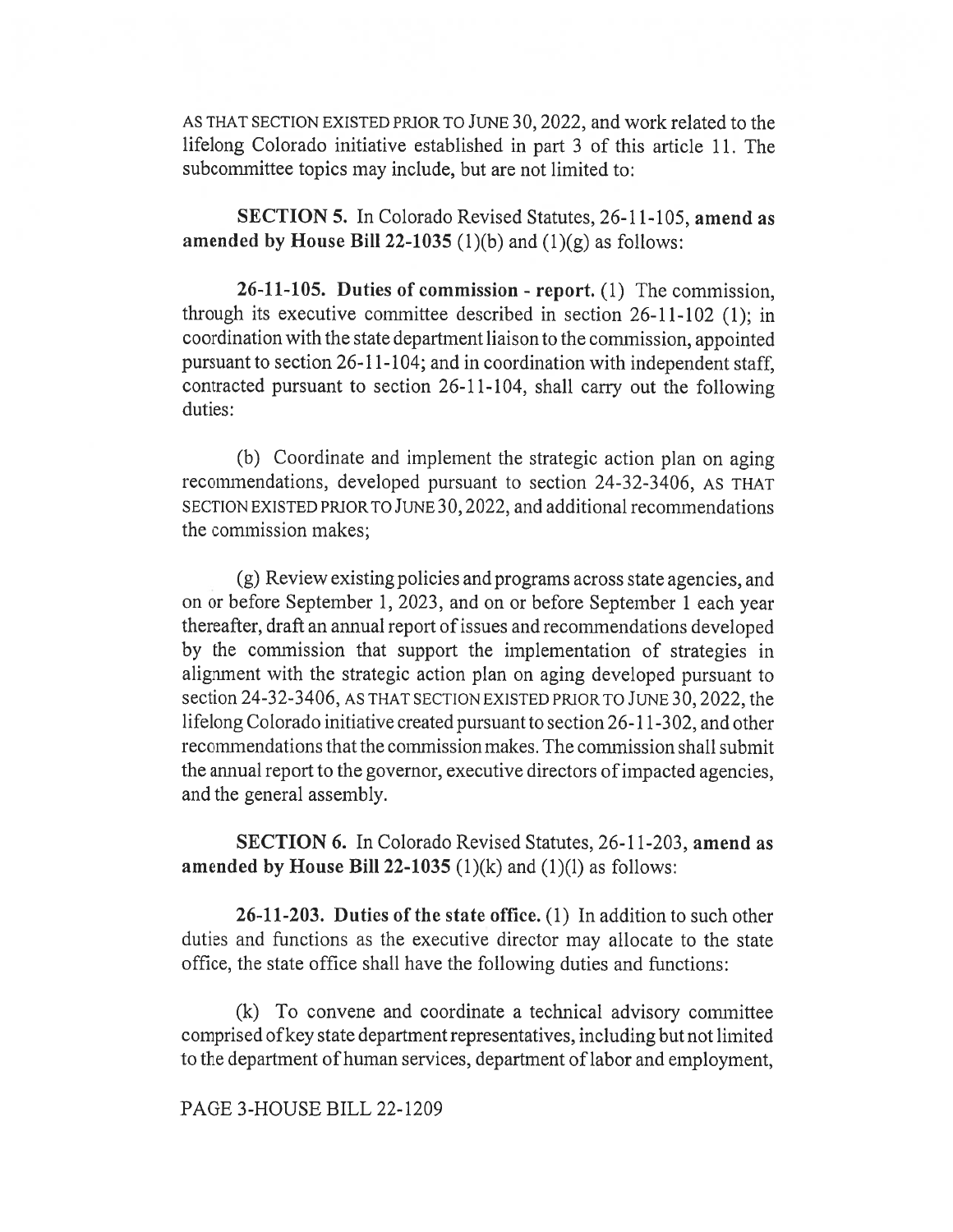AS THAT SECTION EXISTED PRIOR TO JUNE 30, 2022, and work related to the lifelong Colorado initiative established in part 3 of this article 11. The subcommittee topics may include, but are not limited to:

**SECTION 5.** In Colorado Revised Statutes, 26-11-105, **amend as amended by House Bill 22-1035** (1)(b) and (1)(g) as follows:

**26-11-105. Duties of commission - report.** (1) The commission, through its executive committee described in section 26-11-102 (1); in coordination with the state department liaison to the commission, appointed pursuant to section 26-11-104; and in coordination with independent staff, contracted pursuant to section 26-11-104, shall carry out the following duties:

(b) Coordinate and implement the strategic action plan on aging recommendations, developed pursuant to section 24-32-3406, AS THAT SECTION EXISTED PRIOR TO JUNE 30, 2022, and additional recommendations the commission makes;

(g) Review existing policies and programs across state agencies, and on or before September 1, 2023, and on or before September 1 each year thereafter, draft an annual report of issues and recommendations developed by the commission that support the implementation of strategies in alignment with the strategic action plan on aging developed pursuant to section 24-32-3406, AS THAT SECTION EXISTED PRIOR TO JUNE 30, 2022, the lifelong Colorado initiative created pursuant to section 26-11-302, and other recommendations that the commission makes. The commission shall submit the annual report to the governor, executive directors of impacted agencies, and the general assembly.

**SECTION 6.** In Colorado Revised Statutes, 26-11-203, **amend as amended by House Bill 22-1035** (1)(k) and (1)(l) as follows:

**26-11-203. Duties of the state office.** (1) In addition to such other duties and functions as the executive director may allocate to the state office, the state office shall have the following duties and functions:

(k) To convene and coordinate a technical advisory committee comprised of key state department representatives, including but not limited to the department of human services, department of labor and employment,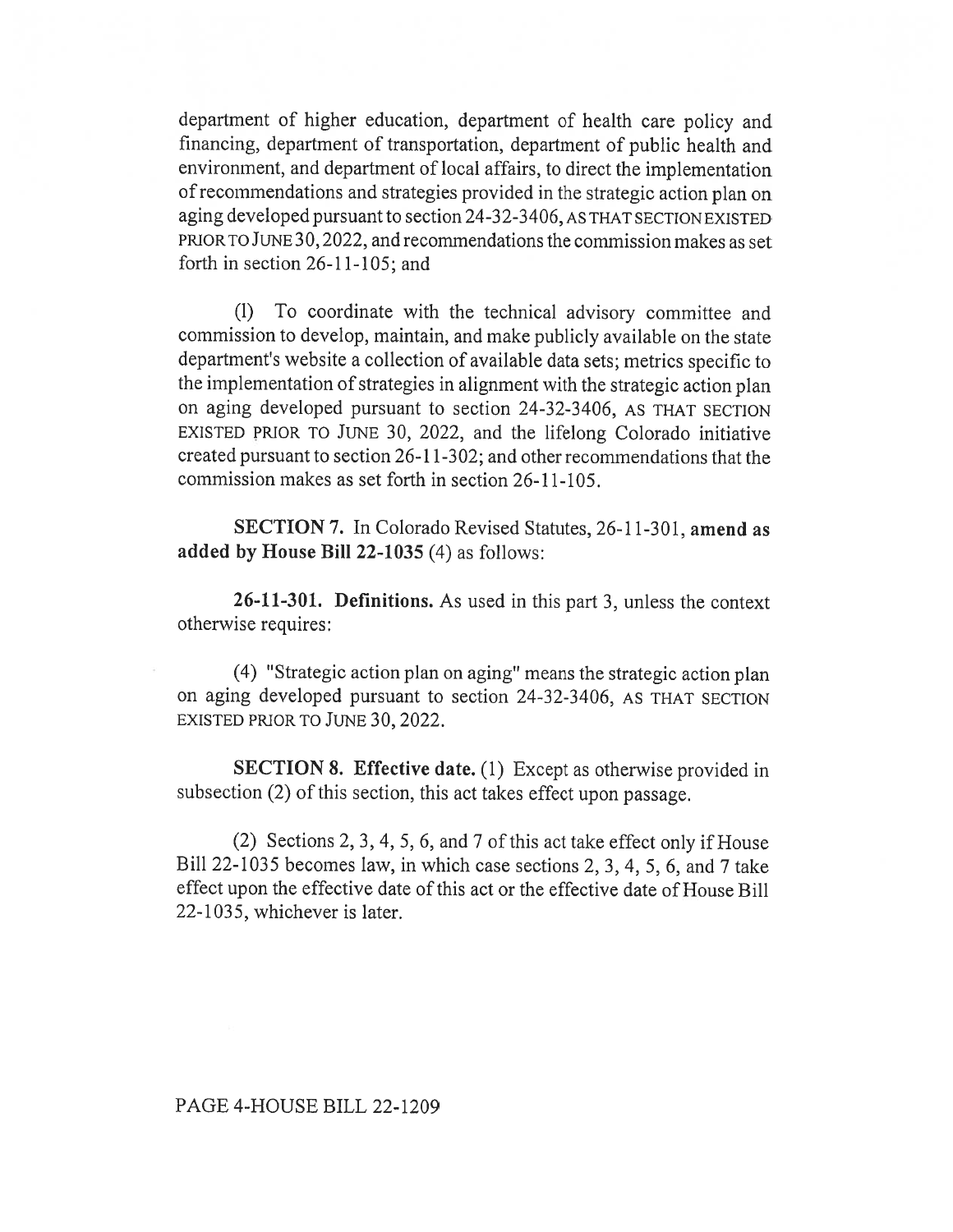department of higher education, department of health care policy and financing, department of transportation, department of public health and environment, and department of local affairs, to direct the implementation of recommendations and strategies provided in the strategic action plan on aging developed pursuant to section 24-32-3406, AS THAT SECTION EXISTED PRIOR TO JUNE 30, 2022, and recommendations the commission makes as set forth in section 26-11-105; and

(l) To coordinate with the technical advisory committee and commission to develop, maintain, and make publicly available on the state department's website a collection of available data sets; metrics specific to the implementation of strategies in alignment with the strategic action plan on aging developed pursuant to section 24-32-3406, AS THAT SECTION EXISTED PRIOR TO JUNE 30, 2022, and the lifelong Colorado initiative created pursuant to section 26-11-302; and other recommendations that the commission makes as set forth in section 26-11-105.

**SECTION 7.** In Colorado Revised Statutes, 26-11-301, **amend as added by House Bill 22-1035** (4) as follows:

**26-11-301. Definitions.** As used in this part 3, unless the context otherwise requires:

(4) "Strategic action plan on aging" means the strategic action plan on aging developed pursuant to section 24-32-3406, AS THAT SECTION EXISTED PRIOR TO JUNE 30, 2022.

**SECTION 8. Effective date.** (1) Except as otherwise provided in subsection (2) of this section, this act takes effect upon passage.

(2) Sections 2, 3, 4, 5, 6, and 7 of this act take effect only if House Bill 22-1035 becomes law, in which case sections 2, 3, 4, 5, 6, and 7 take effect upon the effective date of this act or the effective date of House Bill 22-1035, whichever is later.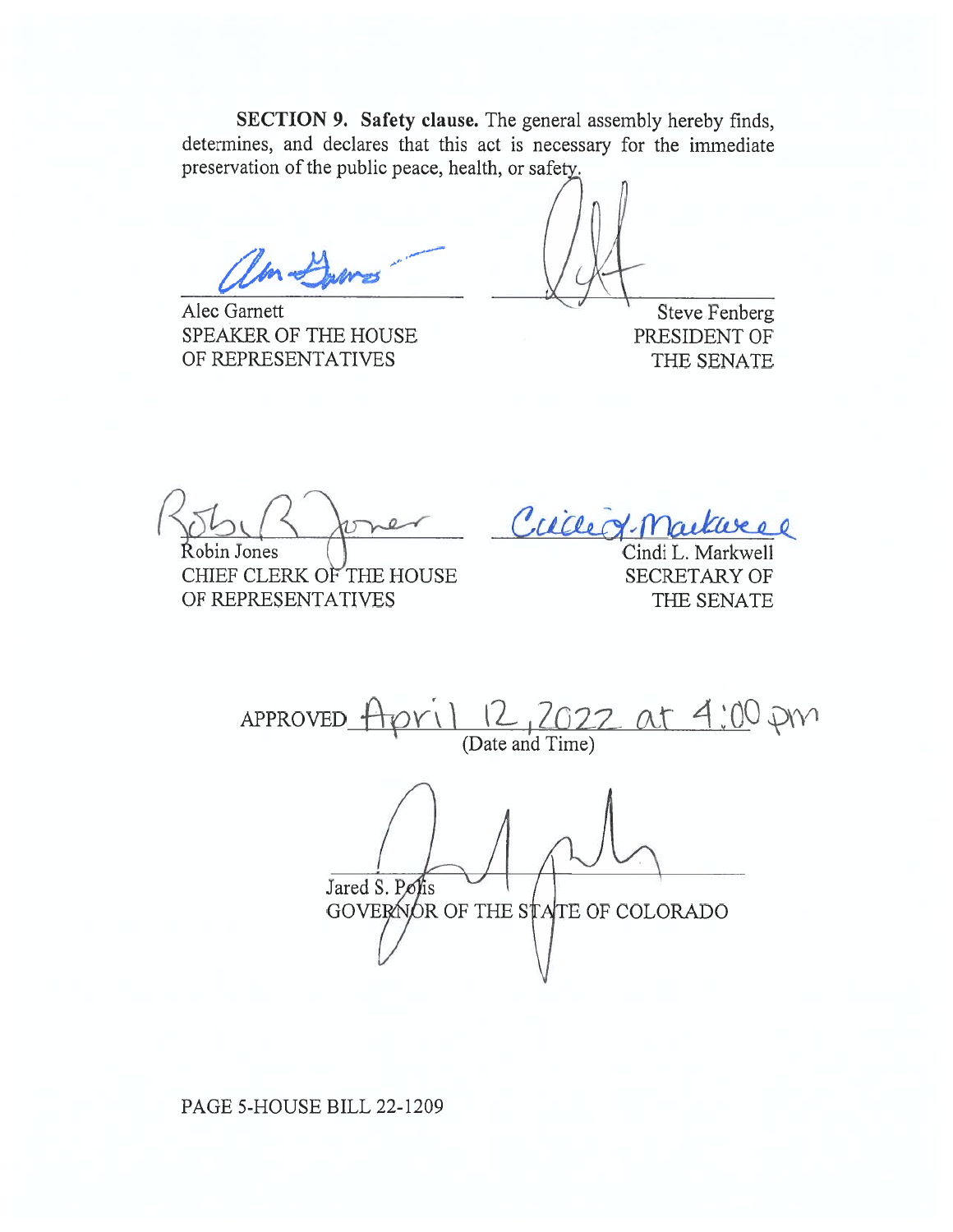**SECTION 9. Safety clause.** The general assembly hereby finds, determines, and declares that this act is necessary for the immediate preservation of the public peace, health, or safety.

Alec Garnett
SPEAKER OF THE HOUSE
OF REPRESENTATIVES

Steve Fenberg
PRESIDENT OF
THE SENATE

Robin Jones
CHIEF CLERK OF THE HOUSE
OF REPRESENTATIVES

Cindi L. Markwell
SECRETARY OF
THE SENATE

APPROVED April 12, 2022 at 4:00 pm
(Date and Time)

Jared S. Polis
GOVERNOR OF THE STATE OF COLORADO

PAGE 5-HOUSE BILL 22-1209